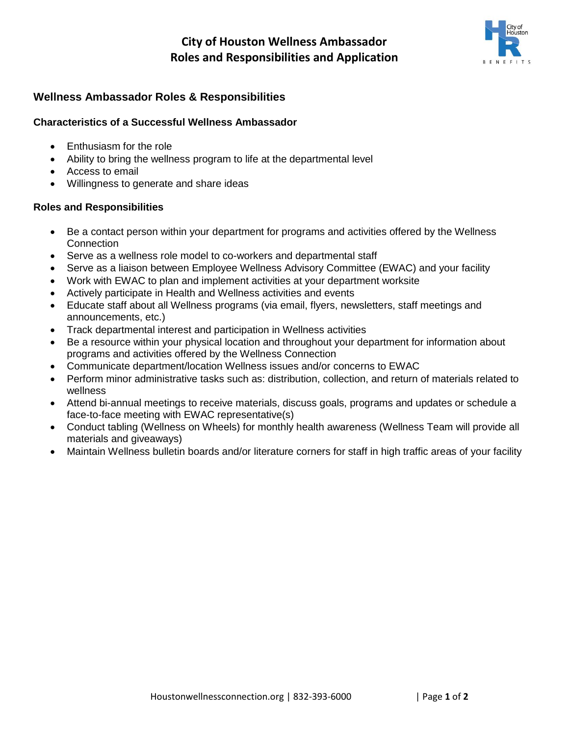# City of Houston Wellness Ambassador
# Roles and Responsibilities and Application

## Wellness Ambassador Roles & Responsibilities

### Characteristics of a Successful Wellness Ambassador

- Enthusiasm for the role
- Ability to bring the wellness program to life at the departmental level
- Access to email
- Willingness to generate and share ideas

### Roles and Responsibilities

- Be a contact person within your department for programs and activities offered by the Wellness Connection
- Serve as a wellness role model to co-workers and departmental staff
- Serve as a liaison between Employee Wellness Advisory Committee (EWAC) and your facility
- Work with EWAC to plan and implement activities at your department worksite
- Actively participate in Health and Wellness activities and events
- Educate staff about all Wellness programs (via email, flyers, newsletters, staff meetings and announcements, etc.)
- Track departmental interest and participation in Wellness activities
- Be a resource within your physical location and throughout your department for information about programs and activities offered by the Wellness Connection
- Communicate department/location Wellness issues and/or concerns to EWAC
- Perform minor administrative tasks such as: distribution, collection, and return of materials related to wellness
- Attend bi-annual meetings to receive materials, discuss goals, programs and updates or schedule a face-to-face meeting with EWAC representative(s)
- Conduct tabling (Wellness on Wheels) for monthly health awareness (Wellness Team will provide all materials and giveaways)
- Maintain Wellness bulletin boards and/or literature corners for staff in high traffic areas of your facility

Houstonwellnessconnection.org | 832-393-6000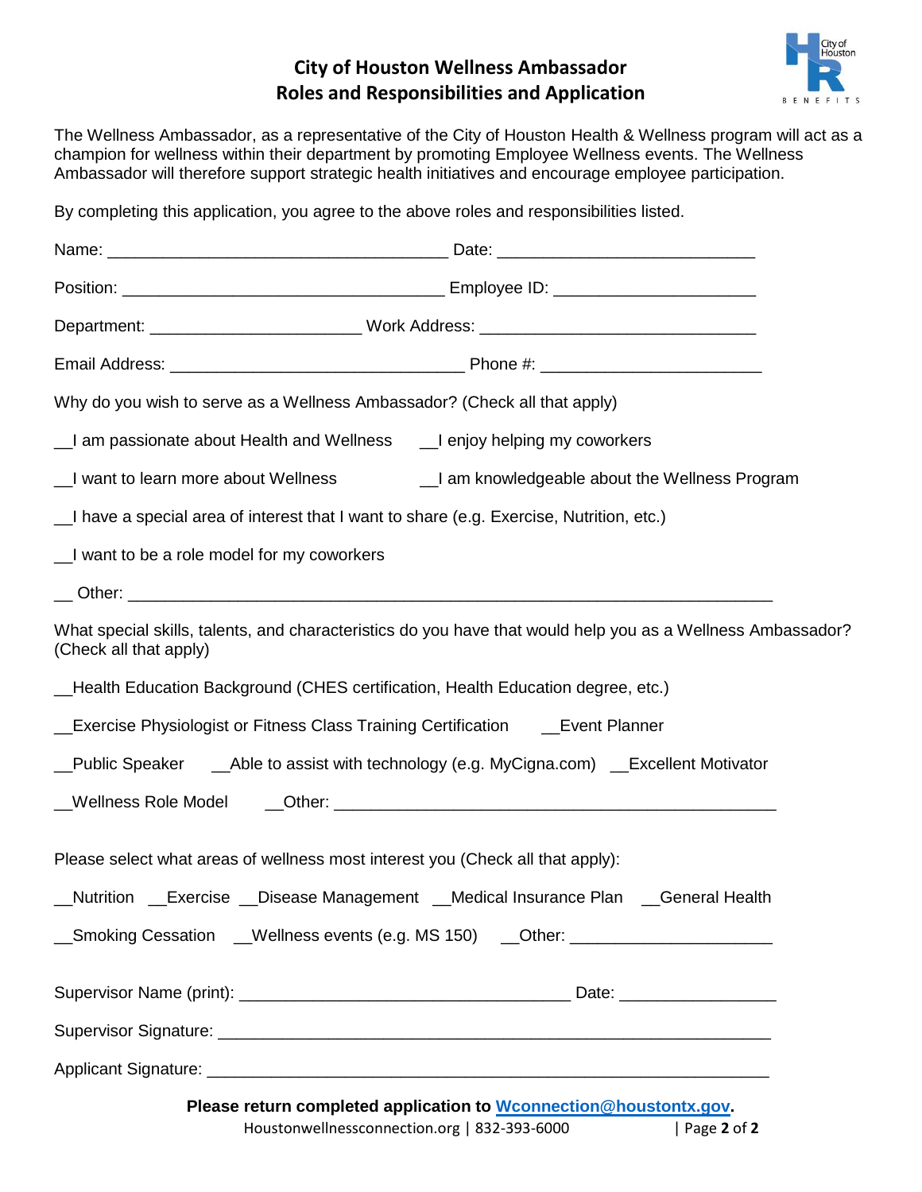# City of Houston Wellness Ambassador
## Roles and Responsibilities and Application

The Wellness Ambassador, as a representative of the City of Houston Health & Wellness program will act as a champion for wellness within their department by promoting Employee Wellness events. The Wellness Ambassador will therefore support strategic health initiatives and encourage employee participation.

By completing this application, you agree to the above roles and responsibilities listed.

Name: ____________________________________ Date: ____________________________

Position: ___________________________________ Employee ID: ______________________

Department: ______________________ Work Address: ______________________________

Email Address: ________________________________ Phone #: ________________________

Why do you wish to serve as a Wellness Ambassador? (Check all that apply)

__I am passionate about Health and Wellness __I enjoy helping my coworkers

__I want to learn more about Wellness __I am knowledgeable about the Wellness Program

__I have a special area of interest that I want to share (e.g. Exercise, Nutrition, etc.)

__I want to be a role model for my coworkers

__ Other: ______________________________________________________________________

What special skills, talents, and characteristics do you have that would help you as a Wellness Ambassador? (Check all that apply)

__Health Education Background (CHES certification, Health Education degree, etc.)

__Exercise Physiologist or Fitness Class Training Certification __Event Planner

__Public Speaker __Able to assist with technology (e.g. MyCigna.com) __Excellent Motivator

__Wellness Role Model __Other: _______________________________________________

Please select what areas of wellness most interest you (Check all that apply):

__Nutrition __Exercise __Disease Management __Medical Insurance Plan __General Health

__Smoking Cessation __Wellness events (e.g. MS 150) __Other: ______________________

Supervisor Name (print): ____________________________________ Date: _________________

Supervisor Signature: _____________________________________________________________

Applicant Signature: ______________________________________________________________

**Please return completed application to Wconnection@houstontx.gov.**

Houstonwellnessconnection.org | 832-393-6000